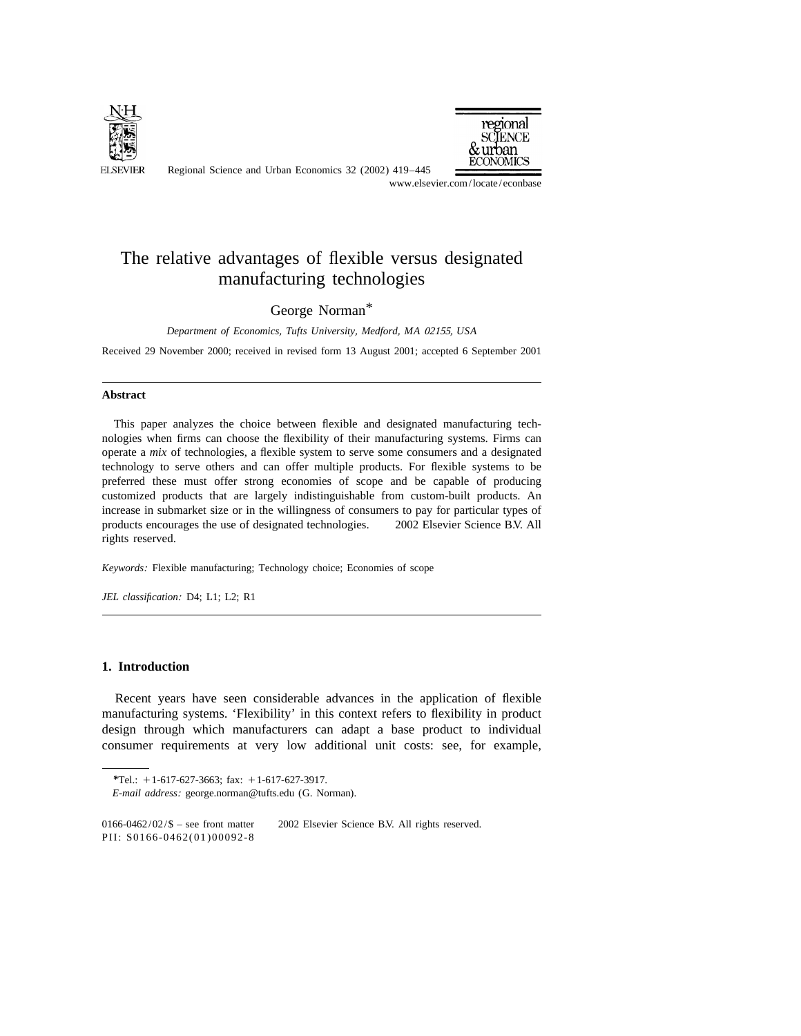# The relative advantages of flexible versus designated manufacturing technologies

George Norman*

*Department of Economics, Tufts University, Medford, MA 02155, USA*

Received 29 November 2000; received in revised form 13 August 2001; accepted 6 September 2001

---

**Abstract**

This paper analyzes the choice between flexible and designated manufacturing technologies when firms can choose the flexibility of their manufacturing systems. Firms can operate a *mix* of technologies, a flexible system to serve some consumers and a designated technology to serve others and can offer multiple products. For flexible systems to be preferred these must offer strong economies of scope and be capable of producing customized products that are largely indistinguishable from custom-built products. An increase in submarket size or in the willingness of consumers to pay for particular types of products encourages the use of designated technologies. © 2002 Elsevier Science B.V. All rights reserved.

*Keywords:* Flexible manufacturing; Technology choice; Economies of scope

*JEL classification:* D4; L1; L2; R1

---

## 1. Introduction

Recent years have seen considerable advances in the application of flexible manufacturing systems. 'Flexibility' in this context refers to flexibility in product design through which manufacturers can adapt a base product to individual consumer requirements at very low additional unit costs: see, for example,

---

*Tel.: +1-617-627-3663; fax: +1-617-627-3917.

*E-mail address:* george.norman@tufts.edu (G. Norman).

0166-0462/02/$ – see front matter © 2002 Elsevier Science B.V. All rights reserved.
PII: S0166-0462(01)00092-8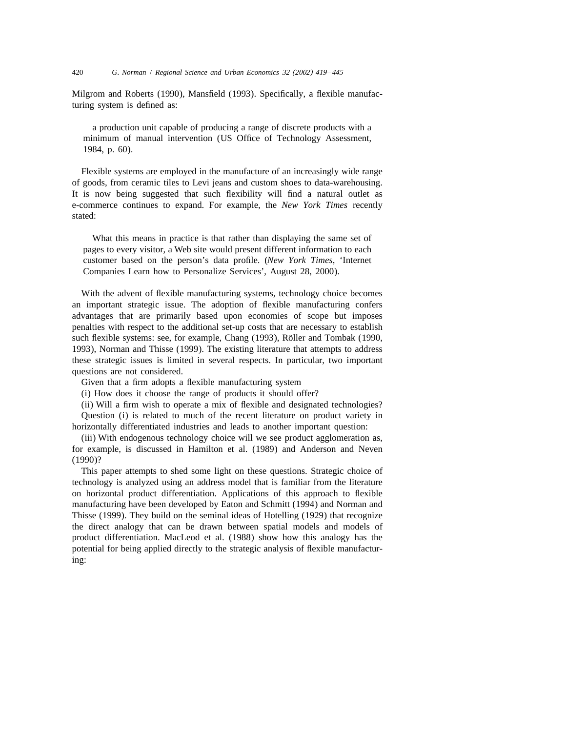Milgrom and Roberts (1990), Mansfield (1993). Specifically, a flexible manufacturing system is defined as:

> a production unit capable of producing a range of discrete products with a minimum of manual intervention (US Office of Technology Assessment, 1984, p. 60).

Flexible systems are employed in the manufacture of an increasingly wide range of goods, from ceramic tiles to Levi jeans and custom shoes to data-warehousing. It is now being suggested that such flexibility will find a natural outlet as e-commerce continues to expand. For example, the *New York Times* recently stated:

> What this means in practice is that rather than displaying the same set of pages to every visitor, a Web site would present different information to each customer based on the person's data profile. (*New York Times*, 'Internet Companies Learn how to Personalize Services', August 28, 2000).

With the advent of flexible manufacturing systems, technology choice becomes an important strategic issue. The adoption of flexible manufacturing confers advantages that are primarily based upon economies of scope but imposes penalties with respect to the additional set-up costs that are necessary to establish such flexible systems: see, for example, Chang (1993), Röller and Tombak (1990, 1993), Norman and Thisse (1999). The existing literature that attempts to address these strategic issues is limited in several respects. In particular, two important questions are not considered.

Given that a firm adopts a flexible manufacturing system

(i) How does it choose the range of products it should offer?

(ii) Will a firm wish to operate a mix of flexible and designated technologies?

Question (i) is related to much of the recent literature on product variety in horizontally differentiated industries and leads to another important question:

(iii) With endogenous technology choice will we see product agglomeration as, for example, is discussed in Hamilton et al. (1989) and Anderson and Neven (1990)?

This paper attempts to shed some light on these questions. Strategic choice of technology is analyzed using an address model that is familiar from the literature on horizontal product differentiation. Applications of this approach to flexible manufacturing have been developed by Eaton and Schmitt (1994) and Norman and Thisse (1999). They build on the seminal ideas of Hotelling (1929) that recognize the direct analogy that can be drawn between spatial models and models of product differentiation. MacLeod et al. (1988) show how this analogy has the potential for being applied directly to the strategic analysis of flexible manufacturing: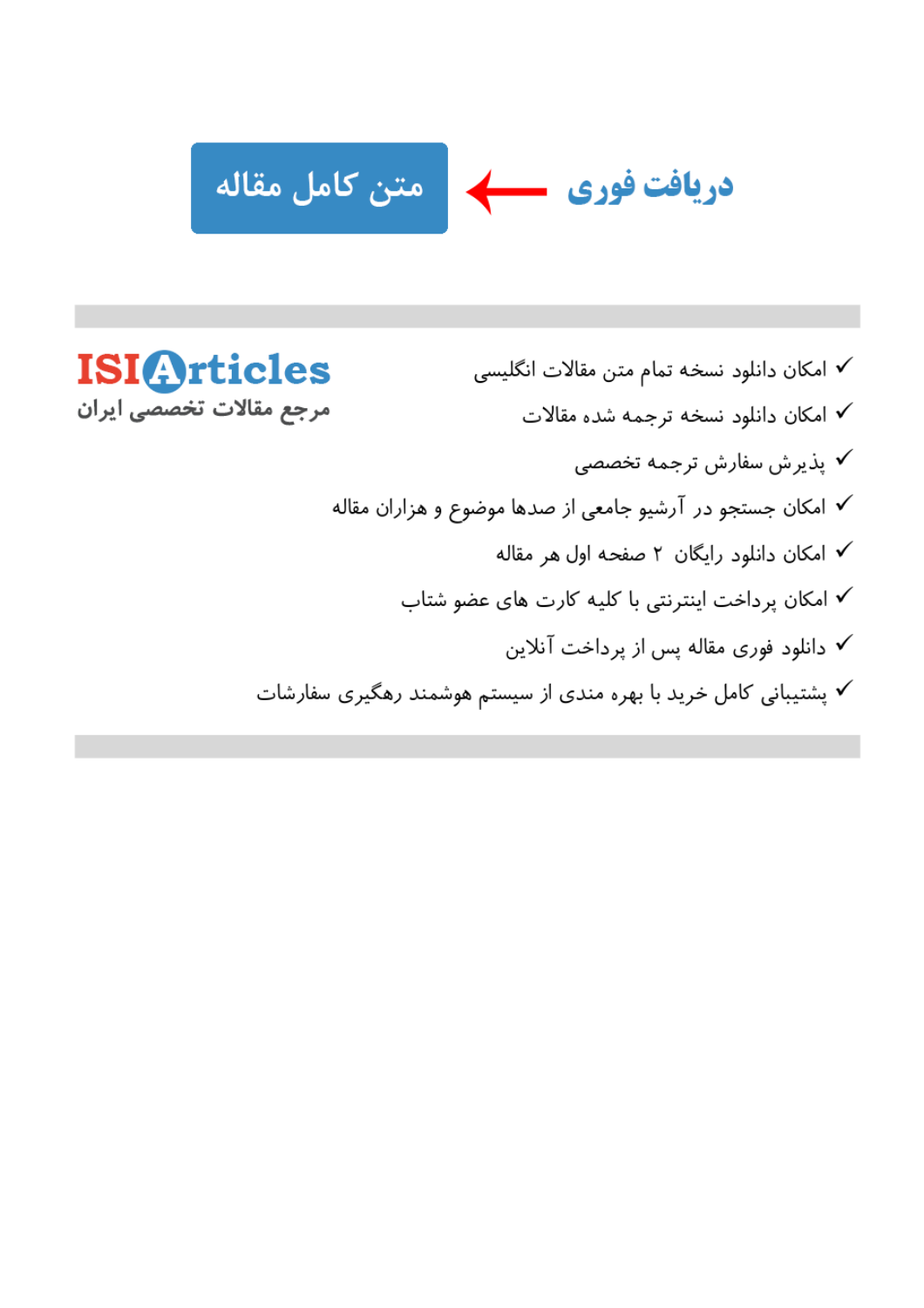دریافت فوری ← **متن کامل مقاله**

**ISIArticles**
مرجع مقالات تخصصی ایران

- ✓ امکان دانلود نسخه تمام متن مقالات انگلیسی
- ✓ امکان دانلود نسخه ترجمه شده مقالات
- ✓ پذیرش سفارش ترجمه تخصصی
- ✓ امکان جستجو در آرشیو جامعی از صدها موضوع و هزاران مقاله
- ✓ امکان دانلود رایگان ۲ صفحه اول هر مقاله
- ✓ امکان پرداخت اینترنتی با کلیه کارت های عضو شتاب
- ✓ دانلود فوری مقاله پس از پرداخت آنلاین
- ✓ پشتیبانی کامل خرید با بهره مندی از سیستم هوشمند رهگیری سفارشات